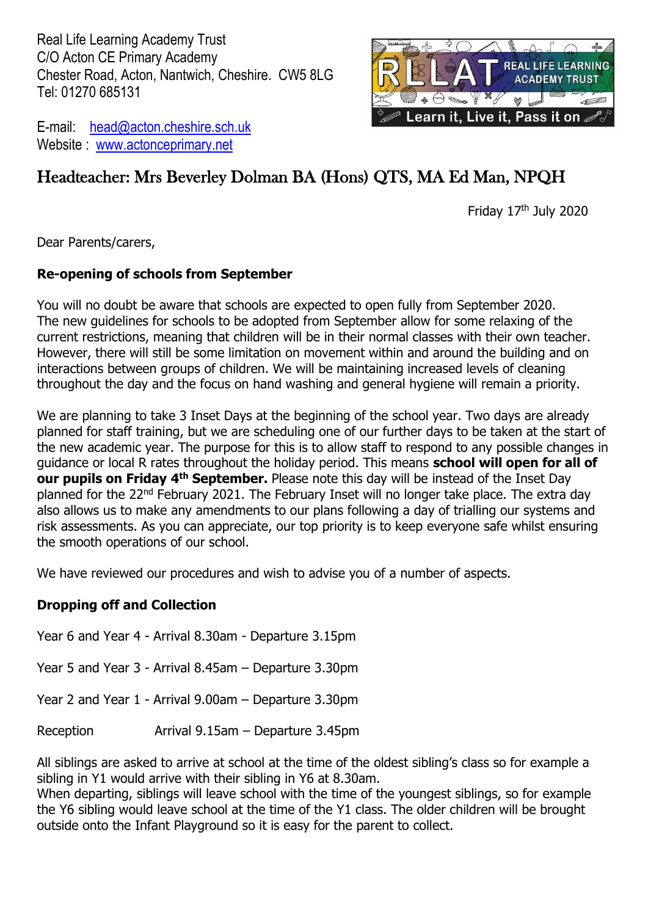Real Life Learning Academy Trust
C/O Acton CE Primary Academy
Chester Road, Acton, Nantwich, Cheshire. CW5 8LG
Tel: 01270 685131

E-mail: head@acton.cheshire.sch.uk
Website : www.actonceprimary.net

REAL LIFE LEARNING ACADEMY TRUST
Learn it, Live it, Pass it on

# Headteacher: Mrs Beverley Dolman BA (Hons) QTS, MA Ed Man, NPQH

Friday 17th July 2020

Dear Parents/carers,

**Re-opening of schools from September**

You will no doubt be aware that schools are expected to open fully from September 2020. The new guidelines for schools to be adopted from September allow for some relaxing of the current restrictions, meaning that children will be in their normal classes with their own teacher. However, there will still be some limitation on movement within and around the building and on interactions between groups of children. We will be maintaining increased levels of cleaning throughout the day and the focus on hand washing and general hygiene will remain a priority.

We are planning to take 3 Inset Days at the beginning of the school year. Two days are already planned for staff training, but we are scheduling one of our further days to be taken at the start of the new academic year. The purpose for this is to allow staff to respond to any possible changes in guidance or local R rates throughout the holiday period. This means **school will open for all of our pupils on Friday 4th September.** Please note this day will be instead of the Inset Day planned for the 22nd February 2021. The February Inset will no longer take place. The extra day also allows us to make any amendments to our plans following a day of trialling our systems and risk assessments. As you can appreciate, our top priority is to keep everyone safe whilst ensuring the smooth operations of our school.

We have reviewed our procedures and wish to advise you of a number of aspects.

**Dropping off and Collection**

Year 6 and Year 4 - Arrival 8.30am - Departure 3.15pm

Year 5 and Year 3 - Arrival 8.45am – Departure 3.30pm

Year 2 and Year 1 - Arrival 9.00am – Departure 3.30pm

Reception Arrival 9.15am – Departure 3.45pm

All siblings are asked to arrive at school at the time of the oldest sibling's class so for example a sibling in Y1 would arrive with their sibling in Y6 at 8.30am.
When departing, siblings will leave school with the time of the youngest siblings, so for example the Y6 sibling would leave school at the time of the Y1 class. The older children will be brought outside onto the Infant Playground so it is easy for the parent to collect.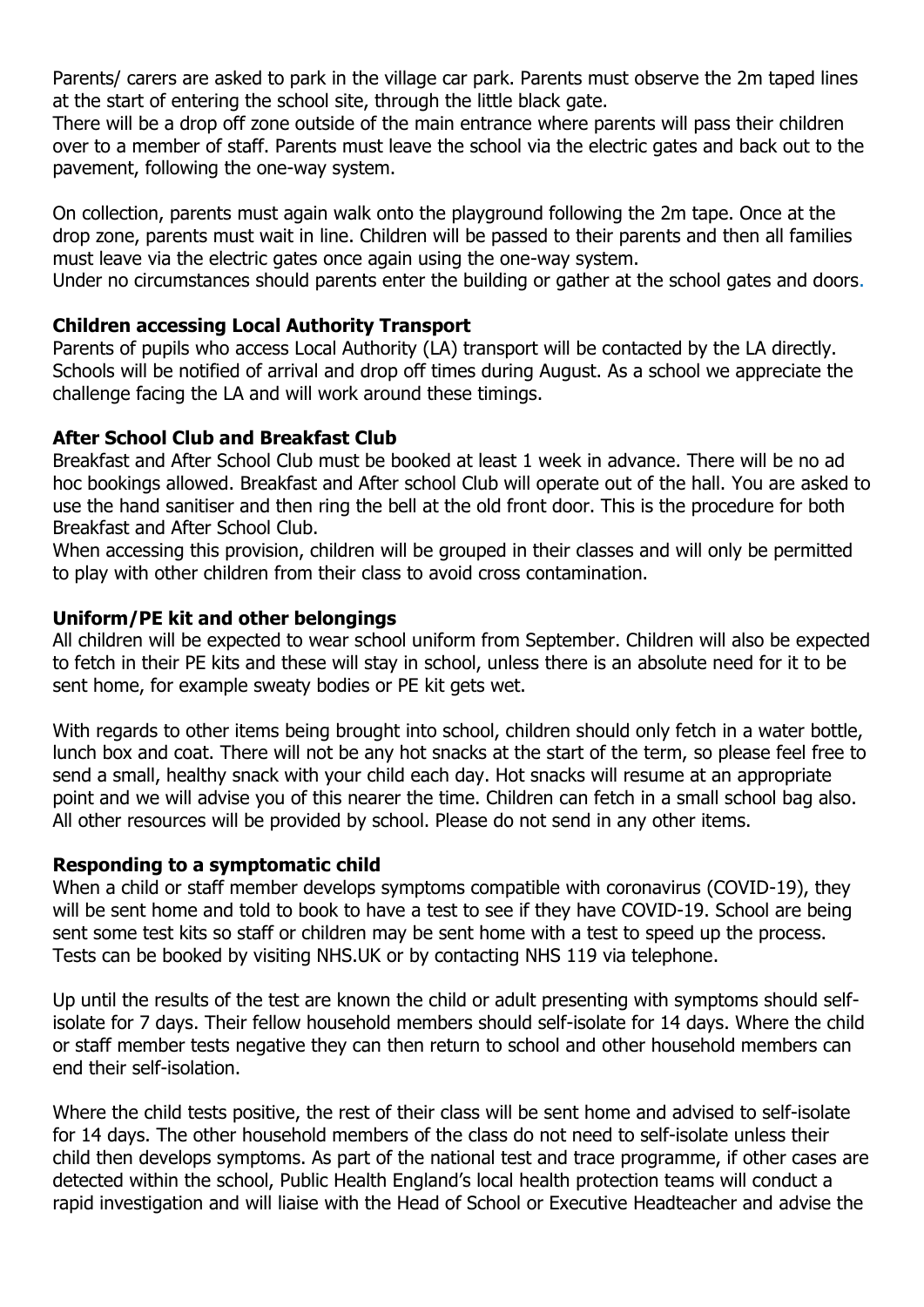Parents/ carers are asked to park in the village car park. Parents must observe the 2m taped lines at the start of entering the school site, through the little black gate.
There will be a drop off zone outside of the main entrance where parents will pass their children over to a member of staff. Parents must leave the school via the electric gates and back out to the pavement, following the one-way system.

On collection, parents must again walk onto the playground following the 2m tape. Once at the drop zone, parents must wait in line. Children will be passed to their parents and then all families must leave via the electric gates once again using the one-way system.
Under no circumstances should parents enter the building or gather at the school gates and doors.

**Children accessing Local Authority Transport**

Parents of pupils who access Local Authority (LA) transport will be contacted by the LA directly. Schools will be notified of arrival and drop off times during August. As a school we appreciate the challenge facing the LA and will work around these timings.

**After School Club and Breakfast Club**

Breakfast and After School Club must be booked at least 1 week in advance. There will be no ad hoc bookings allowed. Breakfast and After school Club will operate out of the hall. You are asked to use the hand sanitiser and then ring the bell at the old front door. This is the procedure for both Breakfast and After School Club.
When accessing this provision, children will be grouped in their classes and will only be permitted to play with other children from their class to avoid cross contamination.

**Uniform/PE kit and other belongings**

All children will be expected to wear school uniform from September. Children will also be expected to fetch in their PE kits and these will stay in school, unless there is an absolute need for it to be sent home, for example sweaty bodies or PE kit gets wet.

With regards to other items being brought into school, children should only fetch in a water bottle, lunch box and coat. There will not be any hot snacks at the start of the term, so please feel free to send a small, healthy snack with your child each day. Hot snacks will resume at an appropriate point and we will advise you of this nearer the time. Children can fetch in a small school bag also. All other resources will be provided by school. Please do not send in any other items.

**Responding to a symptomatic child**

When a child or staff member develops symptoms compatible with coronavirus (COVID-19), they will be sent home and told to book to have a test to see if they have COVID-19. School are being sent some test kits so staff or children may be sent home with a test to speed up the process. Tests can be booked by visiting NHS.UK or by contacting NHS 119 via telephone.

Up until the results of the test are known the child or adult presenting with symptoms should self-isolate for 7 days. Their fellow household members should self-isolate for 14 days. Where the child or staff member tests negative they can then return to school and other household members can end their self-isolation.

Where the child tests positive, the rest of their class will be sent home and advised to self-isolate for 14 days. The other household members of the class do not need to self-isolate unless their child then develops symptoms. As part of the national test and trace programme, if other cases are detected within the school, Public Health England's local health protection teams will conduct a rapid investigation and will liaise with the Head of School or Executive Headteacher and advise the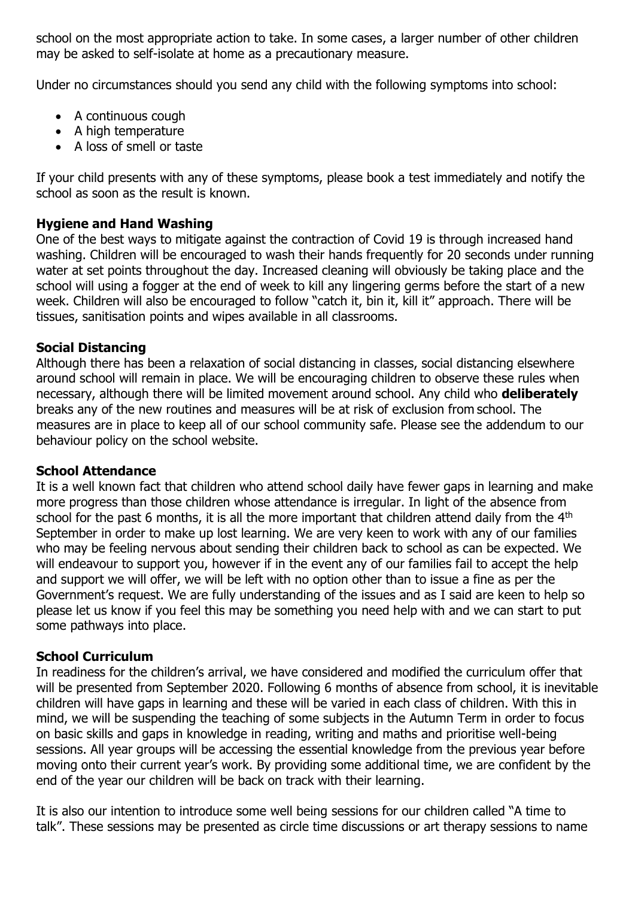school on the most appropriate action to take. In some cases, a larger number of other children may be asked to self-isolate at home as a precautionary measure.

Under no circumstances should you send any child with the following symptoms into school:

- A continuous cough
- A high temperature
- A loss of smell or taste

If your child presents with any of these symptoms, please book a test immediately and notify the school as soon as the result is known.

**Hygiene and Hand Washing**

One of the best ways to mitigate against the contraction of Covid 19 is through increased hand washing. Children will be encouraged to wash their hands frequently for 20 seconds under running water at set points throughout the day. Increased cleaning will obviously be taking place and the school will using a fogger at the end of week to kill any lingering germs before the start of a new week. Children will also be encouraged to follow "catch it, bin it, kill it" approach. There will be tissues, sanitisation points and wipes available in all classrooms.

**Social Distancing**

Although there has been a relaxation of social distancing in classes, social distancing elsewhere around school will remain in place. We will be encouraging children to observe these rules when necessary, although there will be limited movement around school. Any child who **deliberately** breaks any of the new routines and measures will be at risk of exclusion from school. The measures are in place to keep all of our school community safe. Please see the addendum to our behaviour policy on the school website.

**School Attendance**

It is a well known fact that children who attend school daily have fewer gaps in learning and make more progress than those children whose attendance is irregular. In light of the absence from school for the past 6 months, it is all the more important that children attend daily from the 4th September in order to make up lost learning. We are very keen to work with any of our families who may be feeling nervous about sending their children back to school as can be expected. We will endeavour to support you, however if in the event any of our families fail to accept the help and support we will offer, we will be left with no option other than to issue a fine as per the Government's request. We are fully understanding of the issues and as I said are keen to help so please let us know if you feel this may be something you need help with and we can start to put some pathways into place.

**School Curriculum**

In readiness for the children's arrival, we have considered and modified the curriculum offer that will be presented from September 2020. Following 6 months of absence from school, it is inevitable children will have gaps in learning and these will be varied in each class of children. With this in mind, we will be suspending the teaching of some subjects in the Autumn Term in order to focus on basic skills and gaps in knowledge in reading, writing and maths and prioritise well-being sessions. All year groups will be accessing the essential knowledge from the previous year before moving onto their current year's work. By providing some additional time, we are confident by the end of the year our children will be back on track with their learning.

It is also our intention to introduce some well being sessions for our children called "A time to talk". These sessions may be presented as circle time discussions or art therapy sessions to name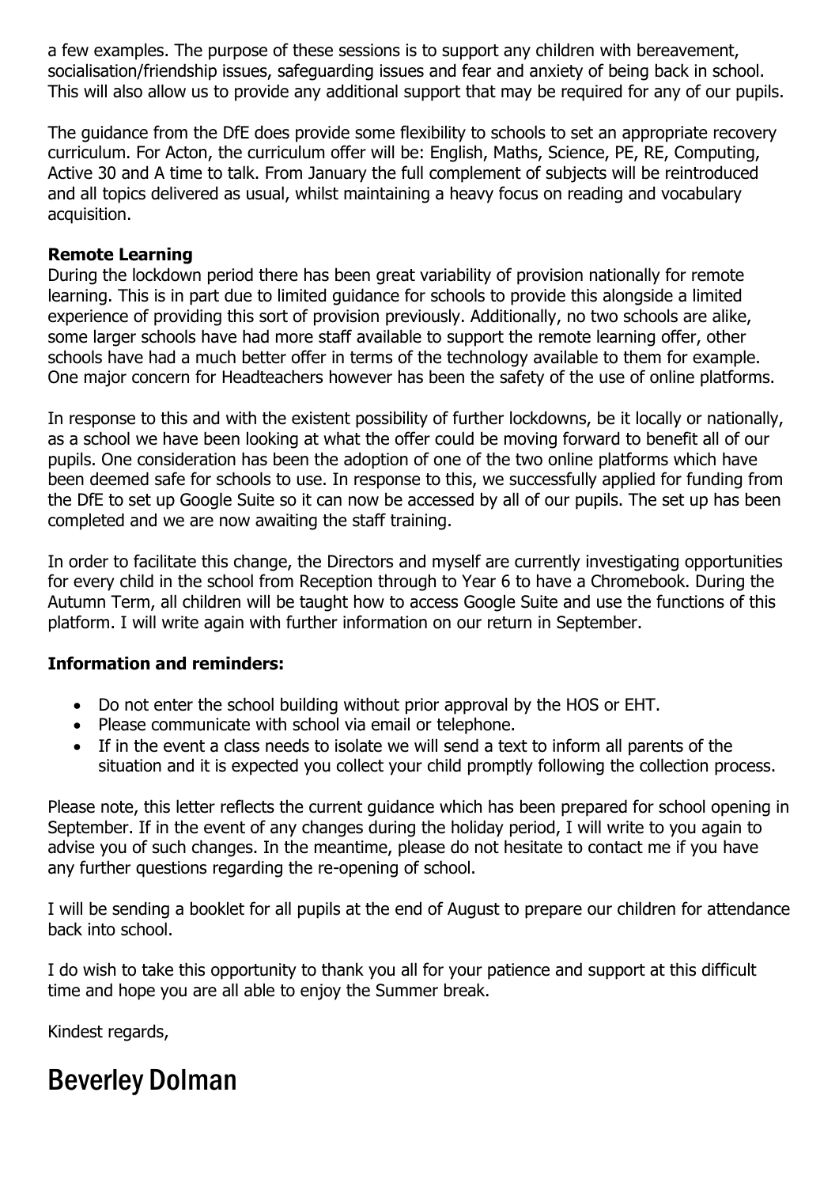a few examples. The purpose of these sessions is to support any children with bereavement, socialisation/friendship issues, safeguarding issues and fear and anxiety of being back in school. This will also allow us to provide any additional support that may be required for any of our pupils.

The guidance from the DfE does provide some flexibility to schools to set an appropriate recovery curriculum. For Acton, the curriculum offer will be: English, Maths, Science, PE, RE, Computing, Active 30 and A time to talk. From January the full complement of subjects will be reintroduced and all topics delivered as usual, whilst maintaining a heavy focus on reading and vocabulary acquisition.

**Remote Learning**

During the lockdown period there has been great variability of provision nationally for remote learning. This is in part due to limited guidance for schools to provide this alongside a limited experience of providing this sort of provision previously. Additionally, no two schools are alike, some larger schools have had more staff available to support the remote learning offer, other schools have had a much better offer in terms of the technology available to them for example. One major concern for Headteachers however has been the safety of the use of online platforms.

In response to this and with the existent possibility of further lockdowns, be it locally or nationally, as a school we have been looking at what the offer could be moving forward to benefit all of our pupils. One consideration has been the adoption of one of the two online platforms which have been deemed safe for schools to use. In response to this, we successfully applied for funding from the DfE to set up Google Suite so it can now be accessed by all of our pupils. The set up has been completed and we are now awaiting the staff training.

In order to facilitate this change, the Directors and myself are currently investigating opportunities for every child in the school from Reception through to Year 6 to have a Chromebook. During the Autumn Term, all children will be taught how to access Google Suite and use the functions of this platform. I will write again with further information on our return in September.

**Information and reminders:**

- Do not enter the school building without prior approval by the HOS or EHT.
- Please communicate with school via email or telephone.
- If in the event a class needs to isolate we will send a text to inform all parents of the situation and it is expected you collect your child promptly following the collection process.

Please note, this letter reflects the current guidance which has been prepared for school opening in September. If in the event of any changes during the holiday period, I will write to you again to advise you of such changes. In the meantime, please do not hesitate to contact me if you have any further questions regarding the re-opening of school.

I will be sending a booklet for all pupils at the end of August to prepare our children for attendance back into school.

I do wish to take this opportunity to thank you all for your patience and support at this difficult time and hope you are all able to enjoy the Summer break.

Kindest regards,

Beverley Dolman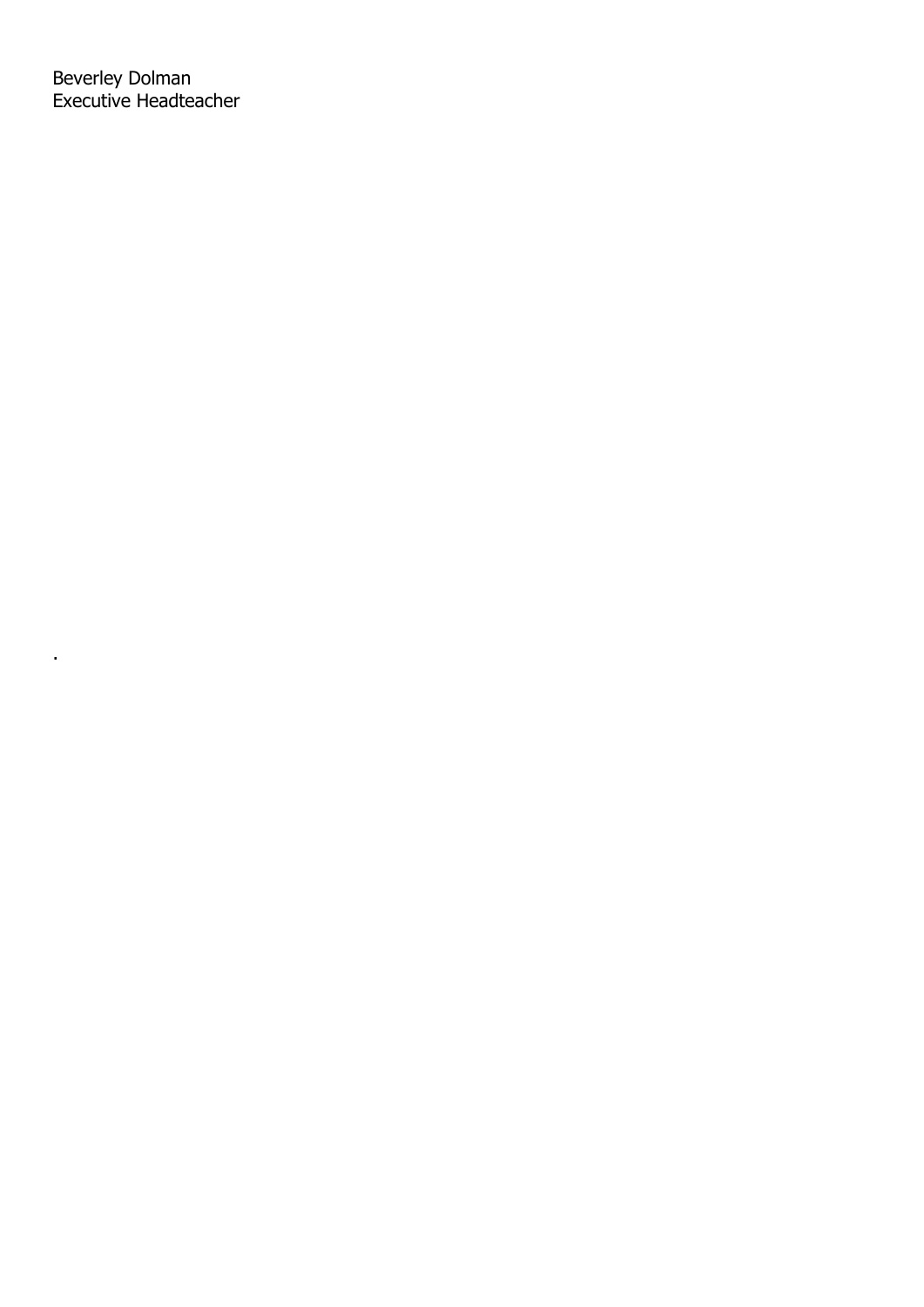Beverley Dolman
Executive Headteacher

.